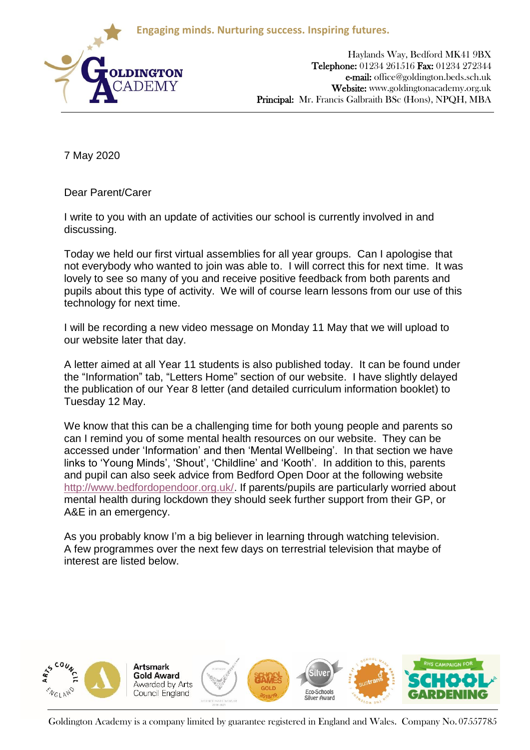Engaging minds. Nurturing success. Inspiring futures.

**GOLDINGTON ACADEMY**

Haylands Way, Bedford MK41 9BX
**Telephone:** 01234 261516 **Fax:** 01234 272344
**e-mail:** office@goldington.beds.sch.uk
**Website:** www.goldingtonacademy.org.uk
**Principal:** Mr. Francis Galbraith BSc (Hons), NPQH, MBA

7 May 2020

Dear Parent/Carer

I write to you with an update of activities our school is currently involved in and discussing.

Today we held our first virtual assemblies for all year groups. Can I apologise that not everybody who wanted to join was able to. I will correct this for next time. It was lovely to see so many of you and receive positive feedback from both parents and pupils about this type of activity. We will of course learn lessons from our use of this technology for next time.

I will be recording a new video message on Monday 11 May that we will upload to our website later that day.

A letter aimed at all Year 11 students is also published today. It can be found under the "Information" tab, "Letters Home" section of our website. I have slightly delayed the publication of our Year 8 letter (and detailed curriculum information booklet) to Tuesday 12 May.

We know that this can be a challenging time for both young people and parents so can I remind you of some mental health resources on our website. They can be accessed under 'Information' and then 'Mental Wellbeing'. In that section we have links to 'Young Minds', 'Shout', 'Childline' and 'Kooth'. In addition to this, parents and pupil can also seek advice from Bedford Open Door at the following website http://www.bedfordopendoor.org.uk/. If parents/pupils are particularly worried about mental health during lockdown they should seek further support from their GP, or A&E in an emergency.

As you probably know I'm a big believer in learning through watching television. A few programmes over the next few days on terrestrial television that maybe of interest are listed below.

Artsmark Gold Award Awarded by Arts Council England

Goldington Academy is a company limited by guarantee registered in England and Wales. Company No. 07557785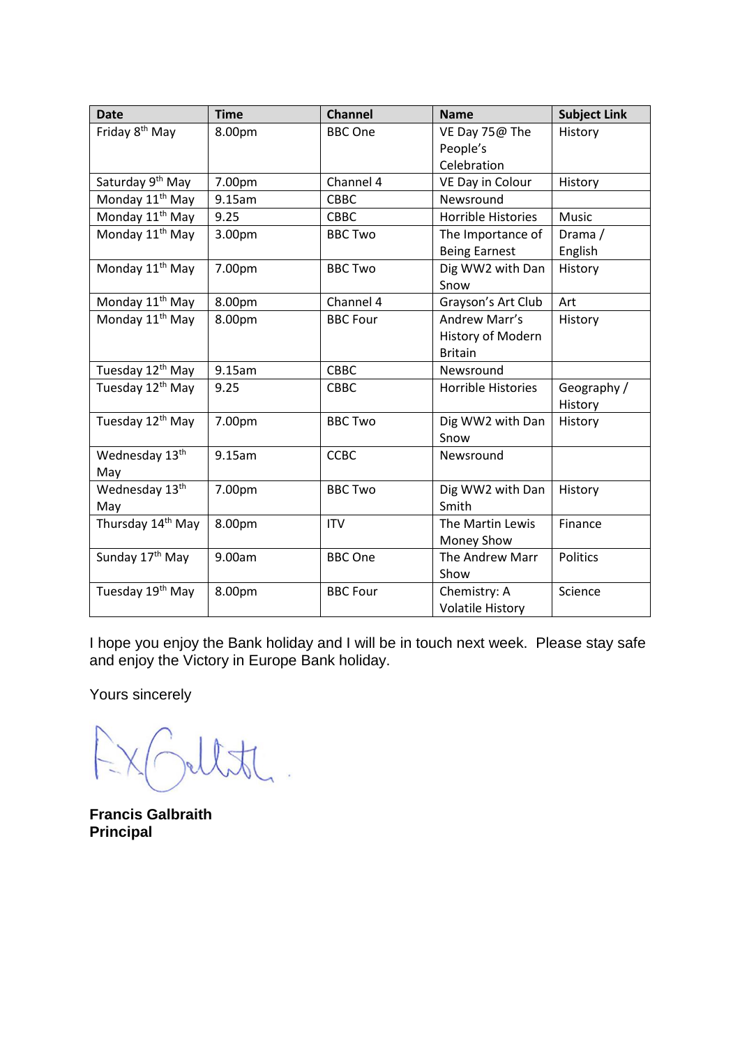| Date | Time | Channel | Name | Subject Link |
| --- | --- | --- | --- | --- |
| Friday 8th May | 8.00pm | BBC One | VE Day 75@ The People's Celebration | History |
| Saturday 9th May | 7.00pm | Channel 4 | VE Day in Colour | History |
| Monday 11th May | 9.15am | CBBC | Newsround | |
| Monday 11th May | 9.25 | CBBC | Horrible Histories | Music |
| Monday 11th May | 3.00pm | BBC Two | The Importance of Being Earnest | Drama / English |
| Monday 11th May | 7.00pm | BBC Two | Dig WW2 with Dan Snow | History |
| Monday 11th May | 8.00pm | Channel 4 | Grayson's Art Club | Art |
| Monday 11th May | 8.00pm | BBC Four | Andrew Marr's History of Modern Britain | History |
| Tuesday 12th May | 9.15am | CBBC | Newsround | |
| Tuesday 12th May | 9.25 | CBBC | Horrible Histories | Geography / History |
| Tuesday 12th May | 7.00pm | BBC Two | Dig WW2 with Dan Snow | History |
| Wednesday 13th May | 9.15am | CCBC | Newsround | |
| Wednesday 13th May | 7.00pm | BBC Two | Dig WW2 with Dan Smith | History |
| Thursday 14th May | 8.00pm | ITV | The Martin Lewis Money Show | Finance |
| Sunday 17th May | 9.00am | BBC One | The Andrew Marr Show | Politics |
| Tuesday 19th May | 8.00pm | BBC Four | Chemistry: A Volatile History | Science |

I hope you enjoy the Bank holiday and I will be in touch next week. Please stay safe and enjoy the Victory in Europe Bank holiday.

Yours sincerely

**Francis Galbraith**
**Principal**